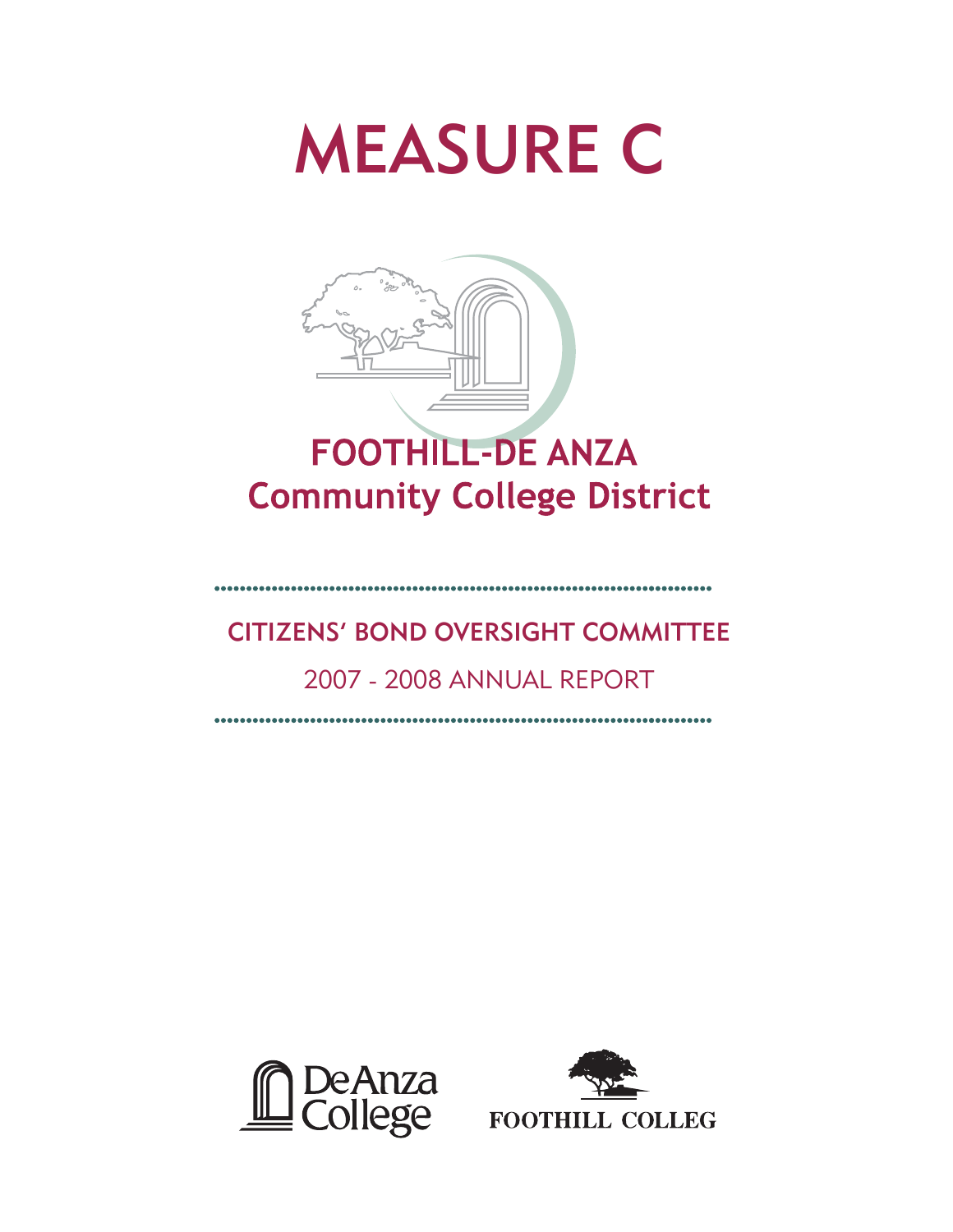# MEASURE C

## FOOTHILL-DE ANZA
## Community College District

**CITIZENS' BOND OVERSIGHT COMMITTEE**

2007 - 2008 ANNUAL REPORT

De Anza College

FOOTHILL COLLEG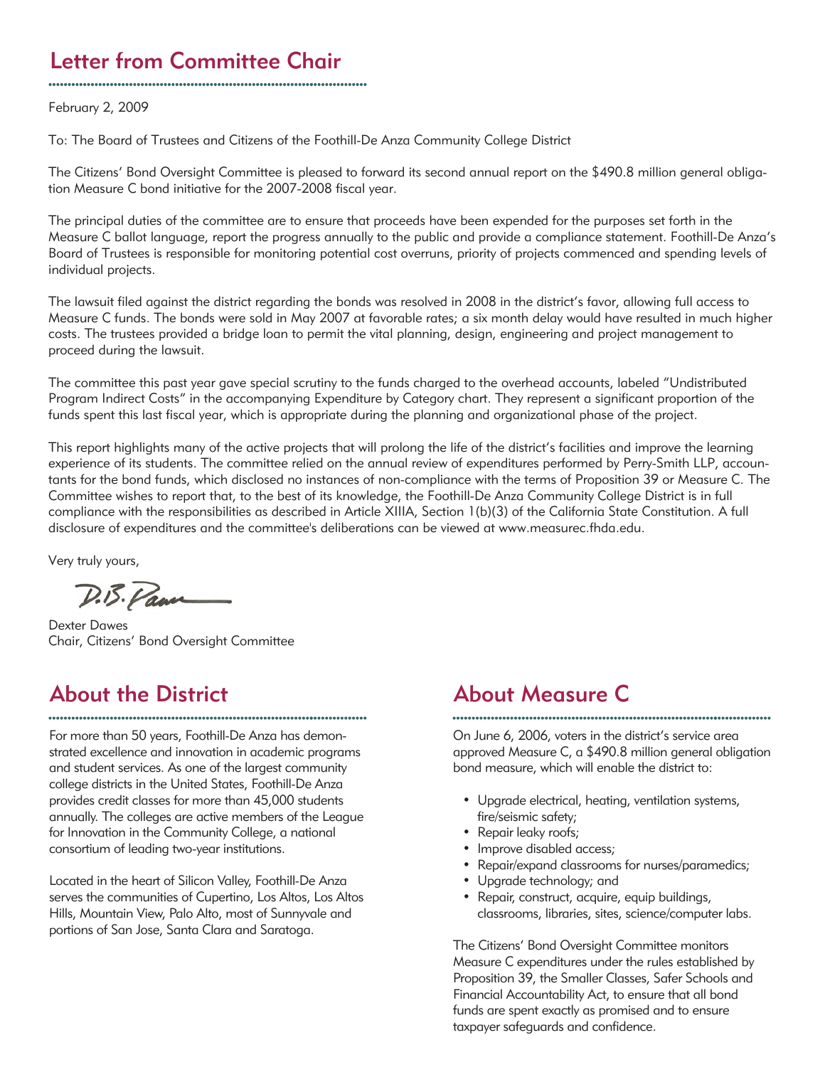## Letter from Committee Chair

February 2, 2009

To: The Board of Trustees and Citizens of the Foothill-De Anza Community College District

The Citizens' Bond Oversight Committee is pleased to forward its second annual report on the $490.8 million general obligation Measure C bond initiative for the 2007-2008 fiscal year.

The principal duties of the committee are to ensure that proceeds have been expended for the purposes set forth in the Measure C ballot language, report the progress annually to the public and provide a compliance statement. Foothill-De Anza's Board of Trustees is responsible for monitoring potential cost overruns, priority of projects commenced and spending levels of individual projects.

The lawsuit filed against the district regarding the bonds was resolved in 2008 in the district's favor, allowing full access to Measure C funds. The bonds were sold in May 2007 at favorable rates; a six month delay would have resulted in much higher costs. The trustees provided a bridge loan to permit the vital planning, design, engineering and project management to proceed during the lawsuit.

The committee this past year gave special scrutiny to the funds charged to the overhead accounts, labeled "Undistributed Program Indirect Costs" in the accompanying Expenditure by Category chart. They represent a significant proportion of the funds spent this last fiscal year, which is appropriate during the planning and organizational phase of the project.

This report highlights many of the active projects that will prolong the life of the district's facilities and improve the learning experience of its students. The committee relied on the annual review of expenditures performed by Perry-Smith LLP, accountants for the bond funds, which disclosed no instances of non-compliance with the terms of Proposition 39 or Measure C. The Committee wishes to report that, to the best of its knowledge, the Foothill-De Anza Community College District is in full compliance with the responsibilities as described in Article XIIIA, Section 1(b)(3) of the California State Constitution. A full disclosure of expenditures and the committee's deliberations can be viewed at www.measurec.fhda.edu.

Very truly yours,

Dexter Dawes
Chair, Citizens' Bond Oversight Committee

## About the District

For more than 50 years, Foothill-De Anza has demonstrated excellence and innovation in academic programs and student services. As one of the largest community college districts in the United States, Foothill-De Anza provides credit classes for more than 45,000 students annually. The colleges are active members of the League for Innovation in the Community College, a national consortium of leading two-year institutions.

Located in the heart of Silicon Valley, Foothill-De Anza serves the communities of Cupertino, Los Altos, Los Altos Hills, Mountain View, Palo Alto, most of Sunnyvale and portions of San Jose, Santa Clara and Saratoga.

## About Measure C

On June 6, 2006, voters in the district's service area approved Measure C, a $490.8 million general obligation bond measure, which will enable the district to:

- Upgrade electrical, heating, ventilation systems, fire/seismic safety;
- Repair leaky roofs;
- Improve disabled access;
- Repair/expand classrooms for nurses/paramedics;
- Upgrade technology; and
- Repair, construct, acquire, equip buildings, classrooms, libraries, sites, science/computer labs.

The Citizens' Bond Oversight Committee monitors Measure C expenditures under the rules established by Proposition 39, the Smaller Classes, Safer Schools and Financial Accountability Act, to ensure that all bond funds are spent exactly as promised and to ensure taxpayer safeguards and confidence.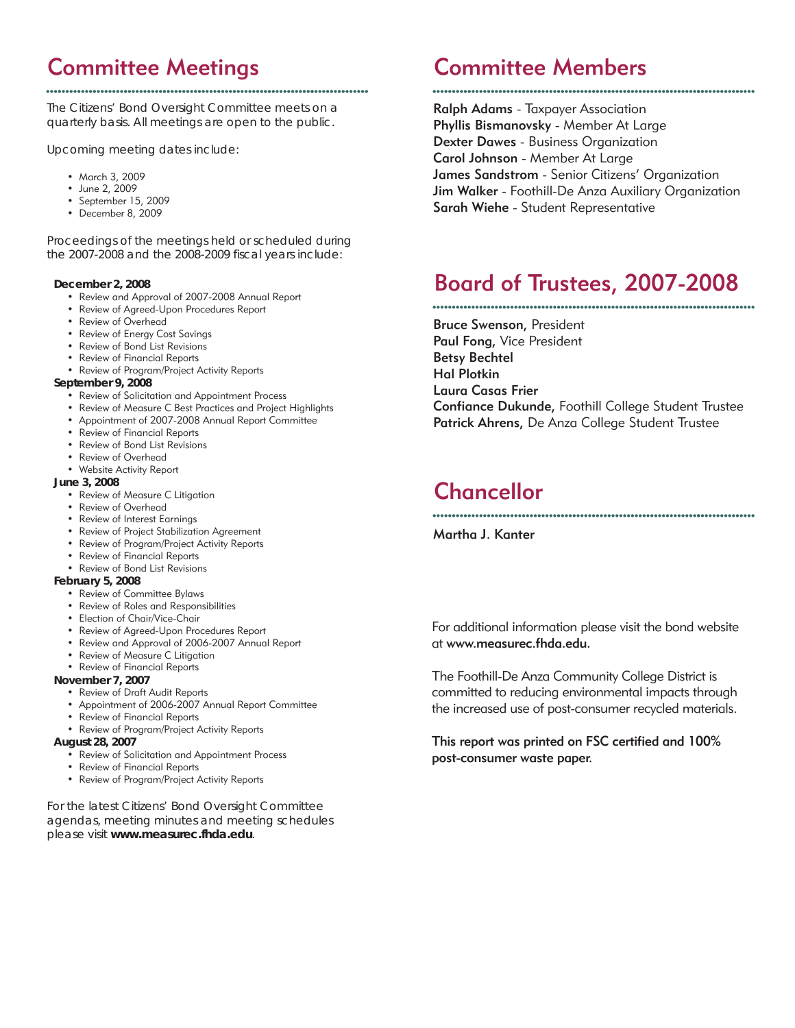## Committee Meetings

The Citizens' Bond Oversight Committee meets on a quarterly basis. All meetings are open to the public.

Upcoming meeting dates include:

- March 3, 2009
- June 2, 2009
- September 15, 2009
- December 8, 2009

Proceedings of the meetings held or scheduled during the 2007-2008 and the 2008-2009 fiscal years include:

**December 2, 2008**
- Review and Approval of 2007-2008 Annual Report
- Review of Agreed-Upon Procedures Report
- Review of Overhead
- Review of Energy Cost Savings
- Review of Bond List Revisions
- Review of Financial Reports
- Review of Program/Project Activity Reports

**September 9, 2008**
- Review of Solicitation and Appointment Process
- Review of Measure C Best Practices and Project Highlights
- Appointment of 2007-2008 Annual Report Committee
- Review of Financial Reports
- Review of Bond List Revisions
- Review of Overhead
- Website Activity Report

**June 3, 2008**
- Review of Measure C Litigation
- Review of Overhead
- Review of Interest Earnings
- Review of Project Stabilization Agreement
- Review of Program/Project Activity Reports
- Review of Financial Reports
- Review of Bond List Revisions

**February 5, 2008**
- Review of Committee Bylaws
- Review of Roles and Responsibilities
- Election of Chair/Vice-Chair
- Review of Agreed-Upon Procedures Report
- Review and Approval of 2006-2007 Annual Report
- Review of Measure C Litigation
- Review of Financial Reports

**November 7, 2007**
- Review of Draft Audit Reports
- Appointment of 2006-2007 Annual Report Committee
- Review of Financial Reports
- Review of Program/Project Activity Reports

**August 28, 2007**
- Review of Solicitation and Appointment Process
- Review of Financial Reports
- Review of Program/Project Activity Reports

For the latest Citizens' Bond Oversight Committee agendas, meeting minutes and meeting schedules please visit **www.measurec.fhda.edu**.

## Committee Members

**Ralph Adams** - Taxpayer Association
**Phyllis Bismanovsky** - Member At Large
**Dexter Dawes** - Business Organization
**Carol Johnson** - Member At Large
**James Sandstrom** - Senior Citizens' Organization
**Jim Walker** - Foothill-De Anza Auxiliary Organization
**Sarah Wiehe** - Student Representative

## Board of Trustees, 2007-2008

**Bruce Swenson,** President
**Paul Fong,** Vice President
**Betsy Bechtel**
**Hal Plotkin**
**Laura Casas Frier**
**Confiance Dukunde,** Foothill College Student Trustee
**Patrick Ahrens,** De Anza College Student Trustee

## Chancellor

**Martha J. Kanter**

For additional information please visit the bond website at **www.measurec.fhda.edu.**

The Foothill-De Anza Community College District is committed to reducing environmental impacts through the increased use of post-consumer recycled materials.

**This report was printed on FSC certified and 100% post-consumer waste paper.**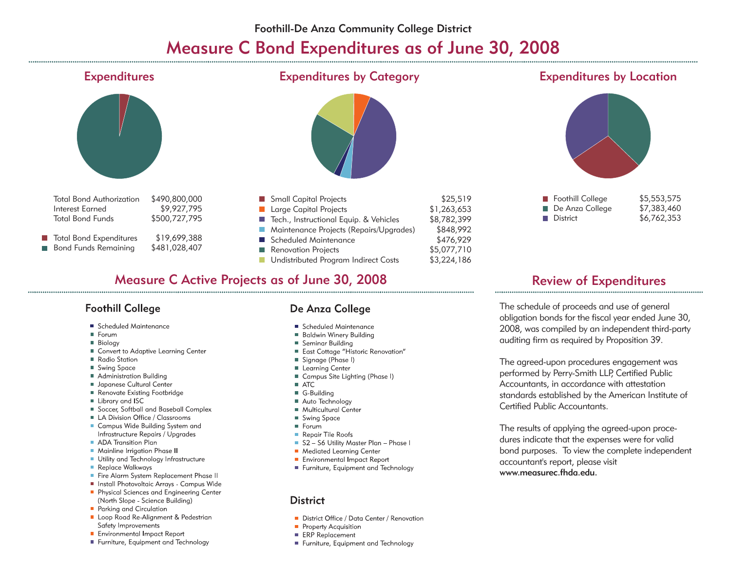Foothill-De Anza Community College District

# Measure C Bond Expenditures as of June 30, 2008

## Expenditures

| | |
|---|---|
| Total Bond Authorization | $490,800,000 |
| Interest Earned | $9,927,795 |
| Total Bond Funds | $500,727,795 |
| Total Bond Expenditures | $19,699,388 |
| Bond Funds Remaining | $481,028,407 |

## Expenditures by Category

| | |
|---|---|
| Small Capital Projects | $25,519 |
| Large Capital Projects | $1,263,653 |
| Tech., Instructional Equip. & Vehicles | $8,782,399 |
| Maintenance Projects (Repairs/Upgrades) | $848,992 |
| Scheduled Maintenance | $476,929 |
| Renovation Projects | $5,077,710 |
| Undistributed Program Indirect Costs | $3,224,186 |

## Expenditures by Location

| | |
|---|---|
| Foothill College | $5,553,575 |
| De Anza College | $7,383,460 |
| District | $6,762,353 |

## Measure C Active Projects as of June 30, 2008

### Foothill College

- Scheduled Maintenance
- Forum
- Biology
- Convert to Adaptive Learning Center
- Radio Station
- Swing Space
- Administration Building
- Japanese Cultural Center
- Renovate Existing Footbridge
- Library and ISC
- Soccer, Softball and Baseball Complex
- LA Division Office / Classrooms
- Campus Wide Building System and Infrastructure Repairs / Upgrades
- ADA Transition Plan
- Mainline Irrigation Phase II
- Utility and Technology Infrastructure
- Replace Walkways
- Fire Alarm System Replacement Phase II
- Install Photovoltaic Arrays - Campus Wide
- Physical Sciences and Engineering Center (North Slope - Science Building)
- Parking and Circulation
- Loop Road Re-Alignment & Pedestrian Safety Improvements
- Environmental Impact Report
- Furniture, Equipment and Technology

### De Anza College

- Scheduled Maintenance
- Baldwin Winery Building
- Seminar Building
- East Cottage "Historic Renovation"
- Signage (Phase I)
- Learning Center
- Campus Site Lighting (Phase I)
- ATC
- G-Building
- Auto Technology
- Multicultural Center
- Swing Space
- Forum
- Repair Tile Roofs
- S2 – S6 Utility Master Plan – Phase I
- Mediated Learning Center
- Environmental Impact Report
- Furniture, Equipment and Technology

### District

- District Office / Data Center / Renovation
- Property Acquisition
- ERP Replacement
- Furniture, Equipment and Technology

## Review of Expenditures

The schedule of proceeds and use of general obligation bonds for the fiscal year ended June 30, 2008, was compiled by an independent third-party auditing firm as required by Proposition 39.

The agreed-upon procedures engagement was performed by Perry-Smith LLP, Certified Public Accountants, in accordance with attestation standards established by the American Institute of Certified Public Accountants.

The results of applying the agreed-upon procedures indicate that the expenses were for valid bond purposes. To view the complete independent accountant's report, please visit **www.measurec.fhda.edu**.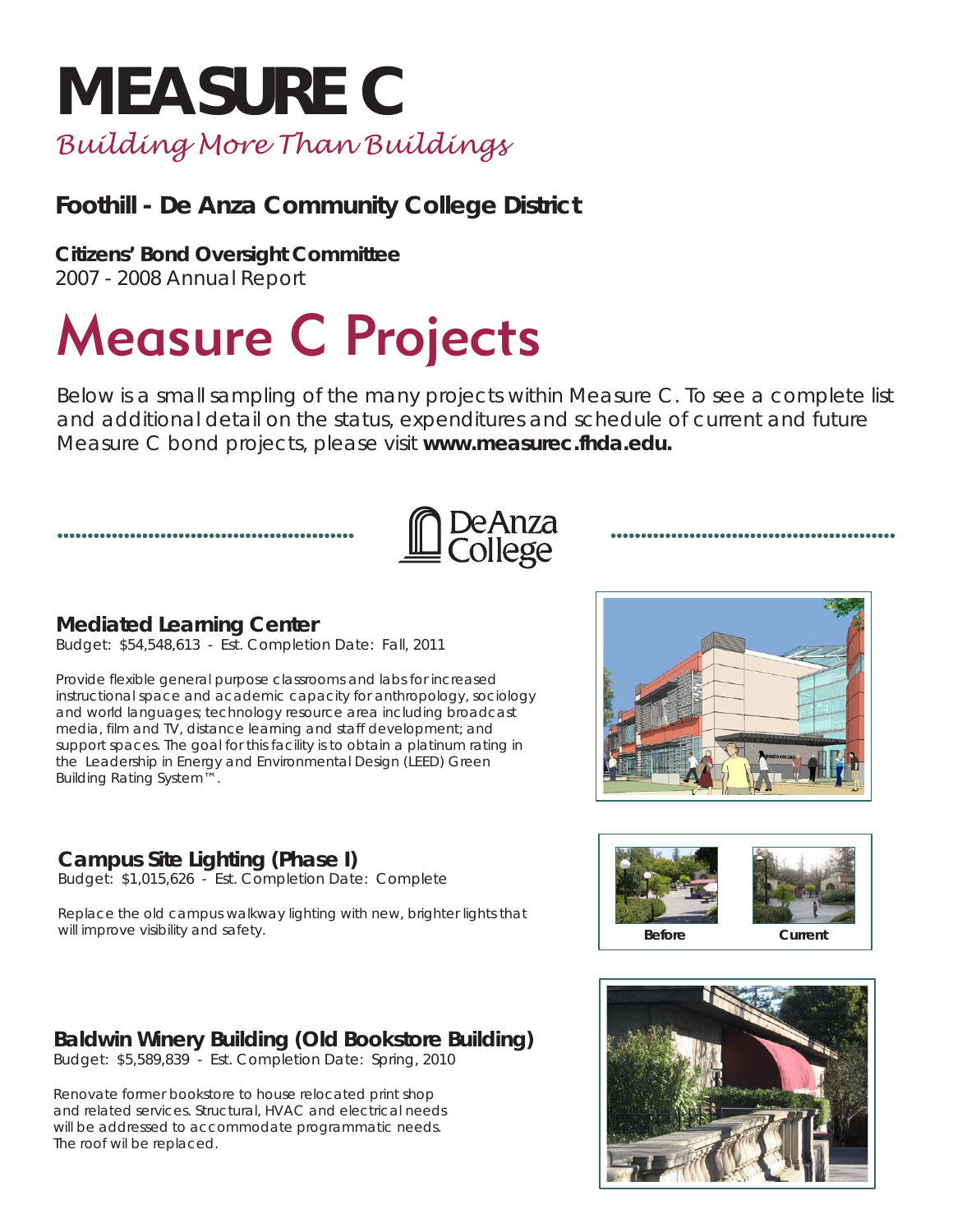# MEASURE C

*Building More Than Buildings*

## Foothill - De Anza Community College District

**Citizens' Bond Oversight Committee**
2007 - 2008 Annual Report

# Measure C Projects

Below is a small sampling of the many projects within Measure C. To see a complete list and additional detail on the status, expenditures and schedule of current and future Measure C bond projects, please visit **www.measurec.fhda.edu.**

## De Anza College

### Mediated Learning Center

Budget: $54,548,613 - Est. Completion Date: Fall, 2011

Provide flexible general purpose classrooms and labs for increased instructional space and academic capacity for anthropology, sociology and world languages; technology resource area including broadcast media, film and TV, distance learning and staff development; and support spaces. The goal for this facility is to obtain a platinum rating in the Leadership in Energy and Environmental Design (LEED) Green Building Rating System™.

### Campus Site Lighting (Phase I)

Budget: $1,015,626 - Est. Completion Date: Complete

Replace the old campus walkway lighting with new, brighter lights that will improve visibility and safety.

Before | Current

### Baldwin Winery Building (Old Bookstore Building)

Budget: $5,589,839 - Est. Completion Date: Spring, 2010

Renovate former bookstore to house relocated print shop and related services. Structural, HVAC and electrical needs will be addressed to accommodate programmatic needs. The roof wil be replaced.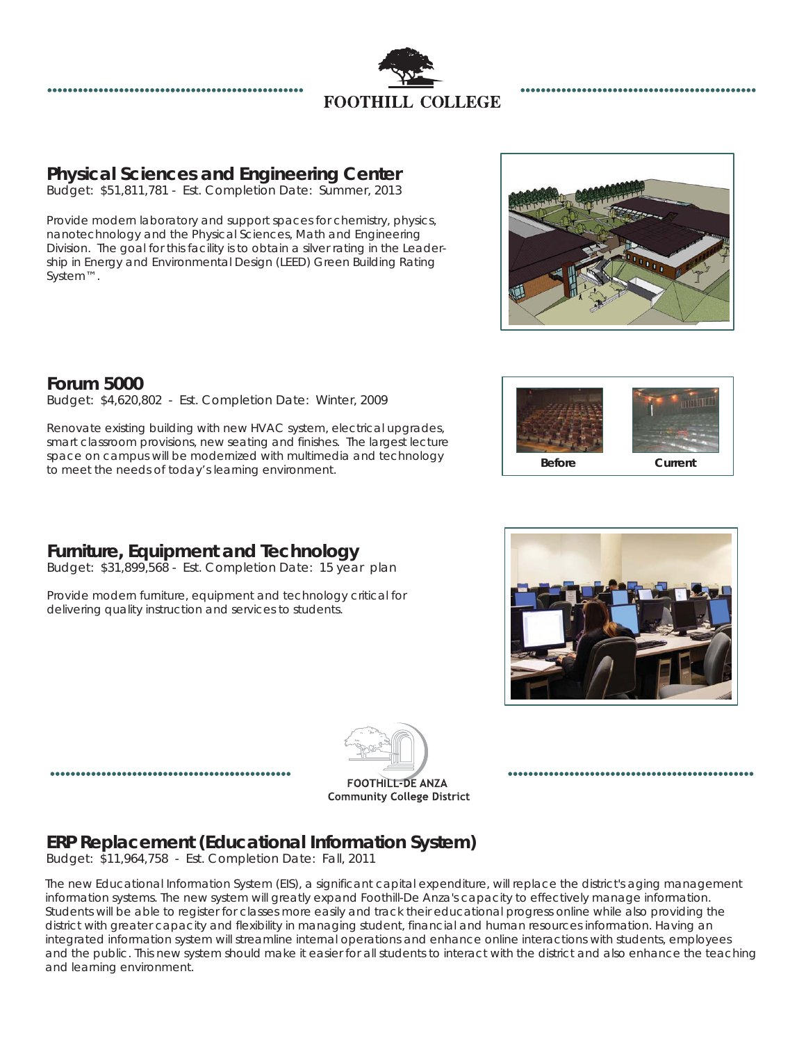FOOTHILL COLLEGE

## Physical Sciences and Engineering Center

Budget: $51,811,781 - Est. Completion Date: Summer, 2013

Provide modern laboratory and support spaces for chemistry, physics, nanotechnology and the Physical Sciences, Math and Engineering Division. The goal for this facility is to obtain a silver rating in the Leadership in Energy and Environmental Design (LEED) Green Building Rating System™.

## Forum 5000

Budget: $4,620,802 - Est. Completion Date: Winter, 2009

Renovate existing building with new HVAC system, electrical upgrades, smart classroom provisions, new seating and finishes. The largest lecture space on campus will be modernized with multimedia and technology to meet the needs of today's learning environment.

Before Current

## Furniture, Equipment and Technology

Budget: $31,899,568 - Est. Completion Date: 15 year plan

Provide modern furniture, equipment and technology critical for delivering quality instruction and services to students.

FOOTHILL-DE ANZA Community College District

## ERP Replacement (Educational Information System)

Budget: $11,964,758 - Est. Completion Date: Fall, 2011

The new Educational Information System (EIS), a significant capital expenditure, will replace the district's aging management information systems. The new system will greatly expand Foothill-De Anza's capacity to effectively manage information. Students will be able to register for classes more easily and track their educational progress online while also providing the district with greater capacity and flexibility in managing student, financial and human resources information. Having an integrated information system will streamline internal operations and enhance online interactions with students, employees and the public. This new system should make it easier for all students to interact with the district and also enhance the teaching and learning environment.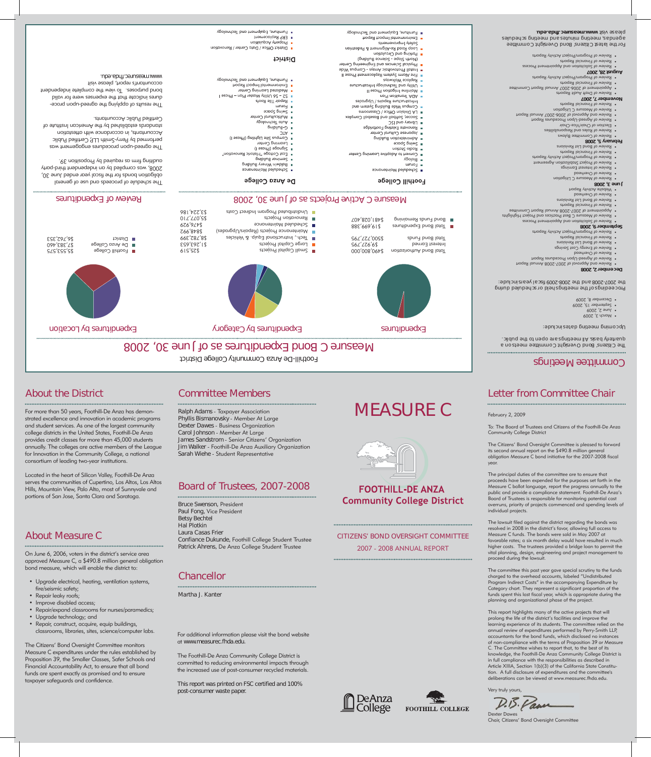## Committee Meetings

The Citizens' Bond Oversight Committee meets on a quarterly basis. All meetings are open to the public.

Upcoming meeting dates include:

- March 3, 2009
- June 2, 2009
- September 15, 2009
- December 8, 2009

Proceedings of the meetings held or scheduled during the 2007-2008 and the 2008-2009 fiscal years include:

**December 2, 2008**

- Review and Approval of 2007-2008 Annual Report
- Review of Agreed-Upon Procedures Report
- Review of Overhead
- Review of Energy Cost Savings
- Review of Bond List Revisions
- Review of Financial Reports
- Review of Program/Project Activity Reports

**September 9, 2008**

- Review of Solicitation and Appointment Process
- Review of Measure C Best Practices and Project Highlights
- Appointment of 2007-2008 Annual Report Committee
- Review of Financial Reports
- Review of Bond List Revisions
- Review of Overhead
- Website Activity Report

**June 3, 2008**

- Review of Measure C Litigation
- Review of Overhead
- Review of Interest Earnings
- Review of Project Stabilization Agreement
- Review of Program/Project Activity Reports
- Review of Financial Reports
- Review of Bond List Revisions

**February 5, 2008**

- Review of Committee Bylaws
- Review of Roles and Responsibilities
- Election of Chair/Vice-Chair
- Review and Approval of 2006-2007 Annual Report
- Review of Agreed-Upon Procedures Report
- Review of Measure C Litigation
- Review of Financial Reports

**November 7, 2007**

- Review of Draft Audit Reports
- Appointment of 2006-2007 Annual Report Committee
- Review of Financial Reports
- Review of Program/Project Activity Reports

**August 28, 2007**

- Review of Solicitation and Appointment Process
- Review of Financial Reports
- Review of Program/Project Activity Reports

For the latest Citizens' Bond Oversight Committee agendas, meeting minutes and meeting schedules please visit **www.measurec.fhda.edu.**

Foothill-De Anza Community College District

# Measure C Bond Expenditures as of June 30, 2008

### Expenditures

Total Bond Authorization $490,800,000
Interest Earned $9,927,795
Total Bond Funds $500,727,795
Total Bond Expenditures $19,699,388
Bond Funds Remaining $481,028,407

### Expenditures by Category

Small Capital Projects $25,519
Large Capital Projects $1,263,653
Tech., Instructional Equip. & Vehicles $8,782,399
Maintenance Projects (Repairs/Upgrades) $848,992
Scheduled Maintenance $476,929
Renovation Projects $5,077,710
Undistributed Program Indirect Costs $3,224,186

### Expenditures by Location

Foothill College $5,553,575
De Anza College $7,383,460
District $6,762,353

## Measure C Active Projects as of June 30, 2008

### Foothill College

- Scheduled Maintenance
- Forum
- Biology
- Convert to Adaptive Learning Center
- Radio Station
- Swing Space
- Administration Building
- Renovate Existing Footbridge
- Japanese Cultural Center
- Library and ISC
- Soccer, Softball and Baseball Complex
- LA Division Office / Classrooms
- Campus Wide Building Systems and Infrastructure Repairs / Upgrades
- ADA Transition Plan
- Replace Walkways
- Utility and Technology Infrastructure
- Mainline Irrigation Phase II
- Fire Alarm System Replacement Phase II
- Install Photovoltaic Arrays - Campus Wide
- Physical Sciences and Engineering Center (North Slope - Science Building)
- Parking and Circulation
- Loop Road Re-Alignment & Pedestrian Safety Improvements
- Environmental Impact Report
- Furniture, Equipment and Technology

### De Anza College

- Scheduled Maintenance
- Baldwin Winery Building
- Seminar Building
- East Cottage "Historic Renovation"
- Signage (Phase I)
- Learning Center
- Campus Site Lighting (Phase I)
- ATC
- G-Building
- Multicultural Center
- Auto Technology
- Swing Space
- Forum
- Repair Tile Roofs
- S2 – S6 Utility Master Plan – Phase I
- Environmental Impact Report
- Mediated Learning Center
- Furniture, Equipment and Technology

### District

- District Office / Data Center / Renovation
- Property Acquisition
- ERP Replacement
- Furniture, Equipment and Technology

## Review of Expenditures

The schedule of proceeds and use of general obligation bonds for the fiscal year ended June 30, 2008, was compiled by an independent third-party auditing firm as required by Proposition 39.

The agreed-upon procedures engagement was performed by Perry-Smith LLP, Certified Public Accountants, in accordance with attestation standards established by the American Institute of Certified Public Accountants.

The results of applying the agreed-upon procedures indicate that the expenses were for valid bond purposes. To view the complete independent accountant's report, please visit www.measurec.fhda.edu.

## About the District

For more than 50 years, Foothill-De Anza has demonstrated excellence and innovation in academic programs and student services. As one of the largest community college districts in the United States, Foothill-De Anza provides credit classes for more than 45,000 students annually. The colleges are active members of the League for Innovation in the Community College, a national consortium of leading two-year institutions.

Located in the heart of Silicon Valley, Foothill-De Anza serves the communities of Cupertino, Los Altos, Los Altos Hills, Mountain View, Palo Alto, most of Sunnyvale and portions of San Jose, Santa Clara and Saratoga.

## About Measure C

On June 6, 2006, voters in the district's service area approved Measure C, a $490.8 million general obligation bond measure, which will enable the district to:

- Upgrade electrical, heating, ventilation systems, fire/seismic safety;
- Repair leaky roofs;
- Improve disabled access;
- Repair/expand classrooms for nurses/paramedics;
- Upgrade technology; and
- Repair, construct, acquire, equip buildings, classrooms, libraries, sites, science/computer labs.

The Citizens' Bond Oversight Committee monitors Measure C expenditures under the rules established by Proposition 39, the Smaller Classes, Safer Schools and Financial Accountability Act, to ensure that all bond funds are spent exactly as promised and to ensure taxpayer safeguards and confidence.

## Committee Members

Ralph Adams - Taxpayer Association
Phyllis Bismanovsky - Member At Large
Dexter Dawes - Business Organization
Carol Johnson - Member At Large
James Sandstrom - Senior Citizens' Organization
Jim Walker - Foothill-De Anza Auxiliary Organization
Sarah Wiehe - Student Representative

## Board of Trustees, 2007-2008

Bruce Swenson, President
Paul Fong, Vice President
Betsy Bechtel
Hal Plotkin
Laura Casas Frier
Confiance Dukunde, Foothill College Student Trustee
Patrick Ahrens, De Anza College Student Trustee

## Chancellor

Martha J. Kanter

For additional information please visit the bond website at www.measurec.fhda.edu.

The Foothill-De Anza Community College District is committed to reducing environmental impacts through the increased use of post-consumer recycled materials.

This report was printed on FSC certified and 100% post-consumer waste paper.

# MEASURE C

**FOOTHILL-DE ANZA Community College District**

CITIZENS' BOND OVERSIGHT COMMITTEE

2007 - 2008 ANNUAL REPORT

De Anza College
FOOTHILL COLLEGE

## Letter from Committee Chair

February 2, 2009

To: The Board of Trustees and Citizens of the Foothill-De Anza Community College District

The Citizens' Bond Oversight Committee is pleased to forward its second annual report on the $490.8 million general obligation Measure C bond initiative for the 2007-2008 fiscal year.

The principal duties of the committee are to ensure that proceeds have been expended for the purposes set forth in the Measure C ballot language, report the progress annually to the public and provide a compliance statement. Foothill-De Anza's Board of Trustees is responsible for monitoring potential cost overruns, priority of projects commenced and spending levels of individual projects.

The lawsuit filed against the district regarding the bonds was resolved in 2008 in the district's favor, allowing full access to Measure C funds. The bonds were sold in May 2007 at favorable rates; a six month delay would have resulted in much higher costs. The trustees provided a bridge loan to permit the vital planning, design, engineering and project management to proceed during the lawsuit.

The committee this past year gave special scrutiny to the funds charged to the overhead accounts, labeled "Undistributed Program Indirect Costs" in the accompanying Expenditure by Category chart. They represent a significant proportion of the funds spent this last fiscal year, which is appropriate during the planning and organizational phase of the project.

This report highlights many of the active projects that will prolong the life of the district's facilities and improve the learning experience of its students. The committee relied on the annual review of expenditures performed by Perry-Smith LLP, accountants for the bond funds, which disclosed no instances of non-compliance with the terms of Proposition 39 or Measure C. The Committee wishes to report that, to the best of its knowledge, the Foothill-De Anza Community College District is in full compliance with the responsibilities as described in Article XIIIA, Section 1(b)(3) of the California State Constitution. A full disclosure of expenditures and the committee's deliberations can be viewed at www.measurec.fhda.edu.

Very truly yours,

Dexter Dawes
Chair, Citizens' Bond Oversight Committee